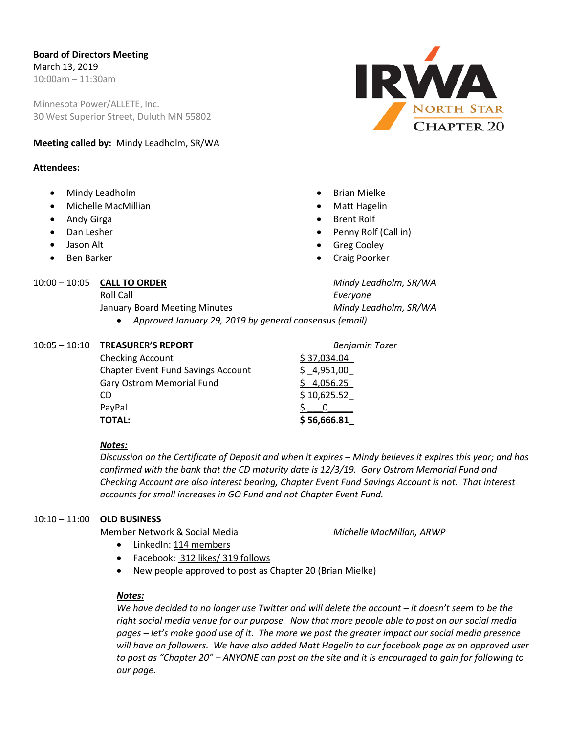**Board of Directors Meeting**
March 13, 2019
10:00am – 11:30am

Minnesota Power/ALLETE, Inc.
30 West Superior Street, Duluth MN 55802

IRWA NORTH STAR CHAPTER 20

**Meeting called by:** Mindy Leadholm, SR/WA

**Attendees:**

- Mindy Leadholm
- Michelle MacMillian
- Andy Girga
- Dan Lesher
- Jason Alt
- Ben Barker
- Brian Mielke
- Matt Hagelin
- Brent Rolf
- Penny Rolf (Call in)
- Greg Cooley
- Craig Poorker

10:00 – 10:05 **CALL TO ORDER** — *Mindy Leadholm, SR/WA*

Roll Call — *Everyone*

January Board Meeting Minutes — *Mindy Leadholm, SR/WA*

- *Approved January 29, 2019 by general consensus (email)*

10:05 – 10:10 **TREASURER'S REPORT** — *Benjamin Tozer*

| Account | Amount |
|---|---|
| Checking Account | $ 37,034.04 |
| Chapter Event Fund Savings Account | $ 4,951,00 |
| Gary Ostrom Memorial Fund | $ 4,056.25 |
| CD | $ 10,625.52 |
| PayPal | $ 0 |
| **TOTAL:** | **$ 56,666.81** |

***Notes:***

*Discussion on the Certificate of Deposit and when it expires – Mindy believes it expires this year; and has confirmed with the bank that the CD maturity date is 12/3/19. Gary Ostrom Memorial Fund and Checking Account are also interest bearing, Chapter Event Fund Savings Account is not. That interest accounts for small increases in GO Fund and not Chapter Event Fund.*

10:10 – 11:00 **OLD BUSINESS**

Member Network & Social Media — *Michelle MacMillan, ARWP*

- LinkedIn: 114 members
- Facebook: 312 likes/ 319 follows
- New people approved to post as Chapter 20 (Brian Mielke)

***Notes:***

*We have decided to no longer use Twitter and will delete the account – it doesn't seem to be the right social media venue for our purpose. Now that more people able to post on our social media pages – let's make good use of it. The more we post the greater impact our social media presence will have on followers. We have also added Matt Hagelin to our facebook page as an approved user to post as "Chapter 20" – ANYONE can post on the site and it is encouraged to gain for following to our page.*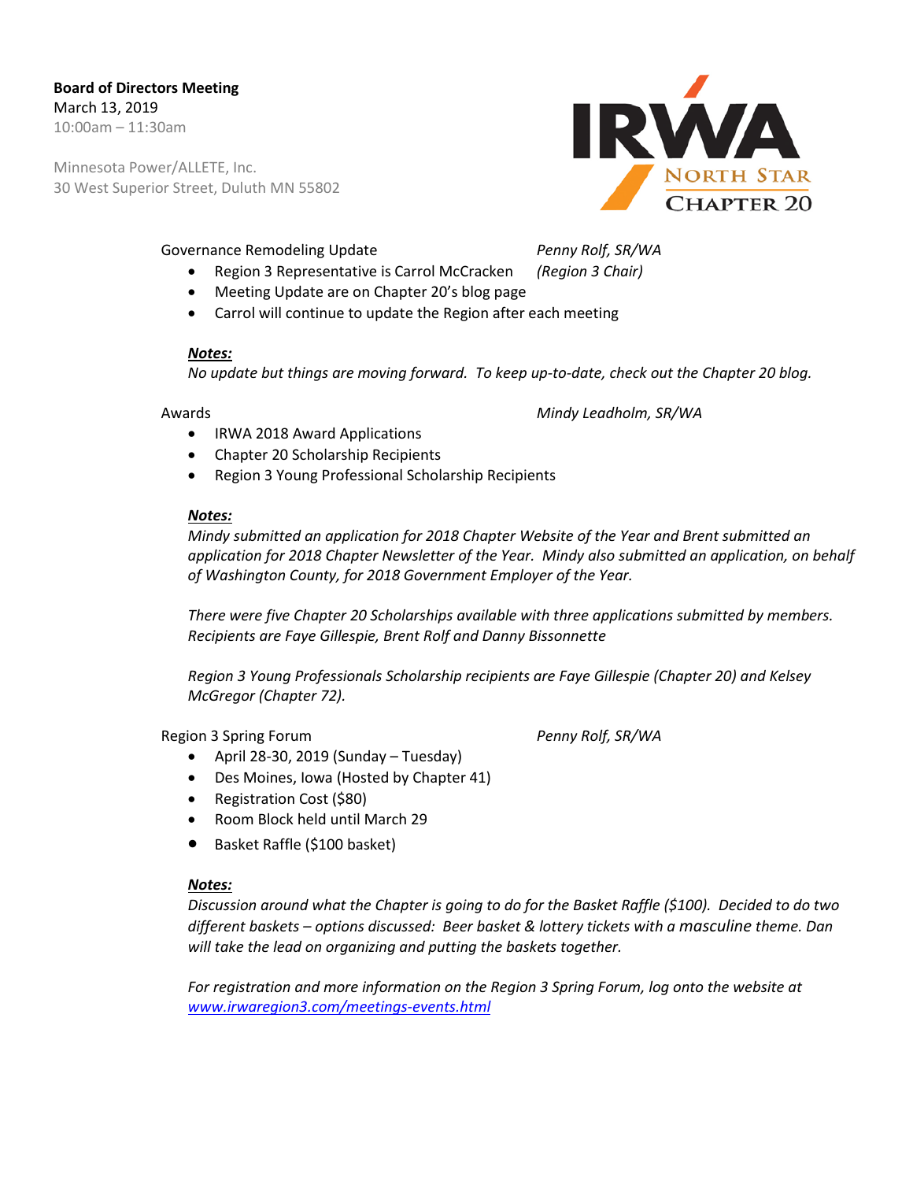**Board of Directors Meeting**
March 13, 2019
10:00am – 11:30am

Minnesota Power/ALLETE, Inc.
30 West Superior Street, Duluth MN 55802

Governance Remodeling Update — *Penny Rolf, SR/WA*

- Region 3 Representative is Carrol McCracken *(Region 3 Chair)*
- Meeting Update are on Chapter 20's blog page
- Carrol will continue to update the Region after each meeting

***Notes:***
*No update but things are moving forward. To keep up-to-date, check out the Chapter 20 blog.*

Awards — *Mindy Leadholm, SR/WA*

- IRWA 2018 Award Applications
- Chapter 20 Scholarship Recipients
- Region 3 Young Professional Scholarship Recipients

***Notes:***
*Mindy submitted an application for 2018 Chapter Website of the Year and Brent submitted an application for 2018 Chapter Newsletter of the Year. Mindy also submitted an application, on behalf of Washington County, for 2018 Government Employer of the Year.*

*There were five Chapter 20 Scholarships available with three applications submitted by members. Recipients are Faye Gillespie, Brent Rolf and Danny Bissonnette*

*Region 3 Young Professionals Scholarship recipients are Faye Gillespie (Chapter 20) and Kelsey McGregor (Chapter 72).*

Region 3 Spring Forum — *Penny Rolf, SR/WA*

- April 28-30, 2019 (Sunday – Tuesday)
- Des Moines, Iowa (Hosted by Chapter 41)
- Registration Cost ($80)
- Room Block held until March 29
- Basket Raffle ($100 basket)

***Notes:***
*Discussion around what the Chapter is going to do for the Basket Raffle ($100). Decided to do two different baskets – options discussed: Beer basket & lottery tickets with a masculine theme. Dan will take the lead on organizing and putting the baskets together.*

*For registration and more information on the Region 3 Spring Forum, log onto the website at [www.irwaregion3.com/meetings-events.html](http://www.irwaregion3.com/meetings-events.html)*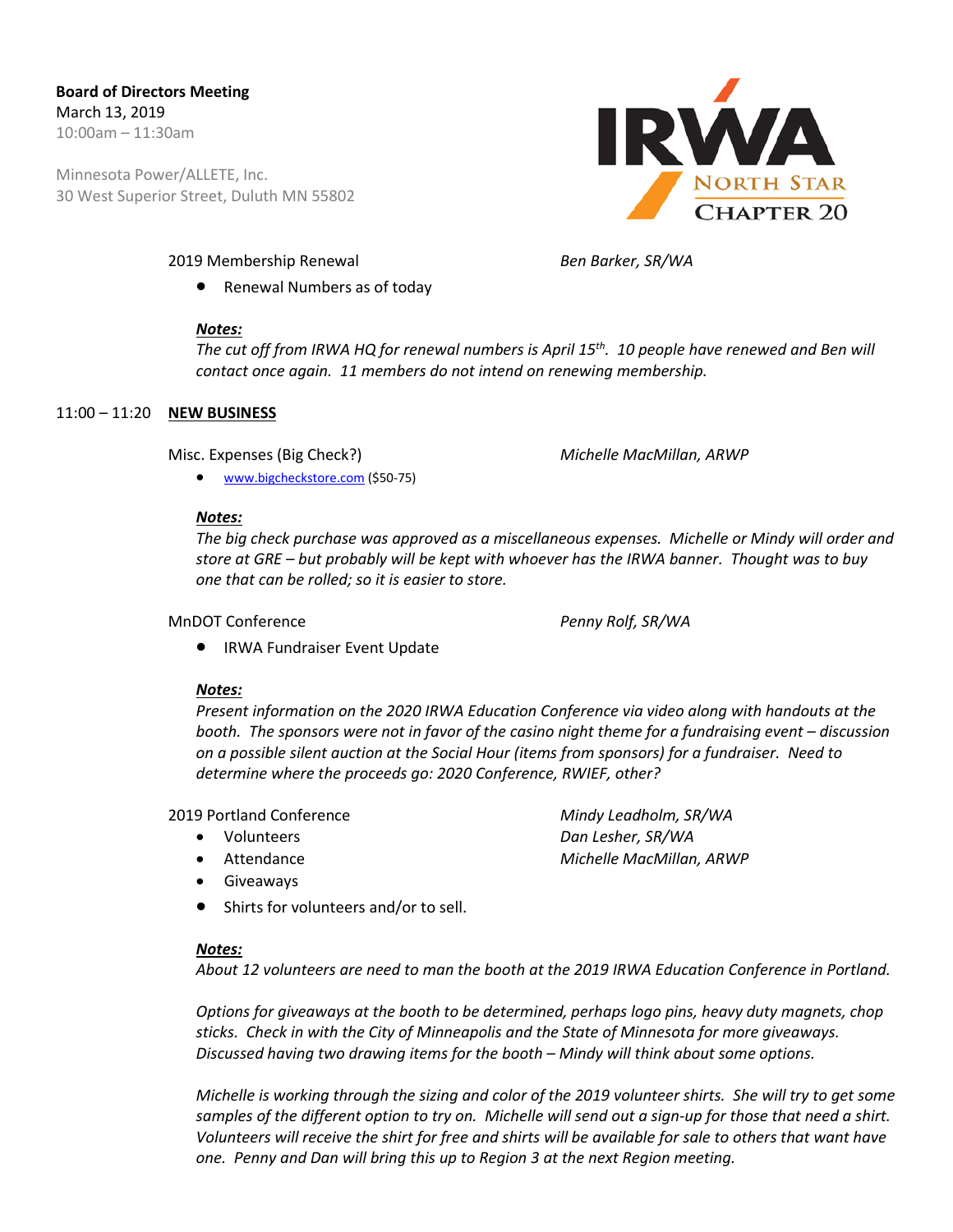**Board of Directors Meeting**
March 13, 2019
10:00am – 11:30am

Minnesota Power/ALLETE, Inc.
30 West Superior Street, Duluth MN 55802

2019 Membership Renewal — *Ben Barker, SR/WA*

- Renewal Numbers as of today

***Notes:***
*The cut off from IRWA HQ for renewal numbers is April 15th. 10 people have renewed and Ben will contact once again. 11 members do not intend on renewing membership.*

11:00 – 11:20 **NEW BUSINESS**

Misc. Expenses (Big Check?) — *Michelle MacMillan, ARWP*

- www.bigcheckstore.com ($50-75)

***Notes:***
*The big check purchase was approved as a miscellaneous expenses. Michelle or Mindy will order and store at GRE – but probably will be kept with whoever has the IRWA banner. Thought was to buy one that can be rolled; so it is easier to store.*

MnDOT Conference — *Penny Rolf, SR/WA*

- IRWA Fundraiser Event Update

***Notes:***
*Present information on the 2020 IRWA Education Conference via video along with handouts at the booth. The sponsors were not in favor of the casino night theme for a fundraising event – discussion on a possible silent auction at the Social Hour (items from sponsors) for a fundraiser. Need to determine where the proceeds go: 2020 Conference, RWIEF, other?*

2019 Portland Conference — *Mindy Leadholm, SR/WA*, *Dan Lesher, SR/WA*, *Michelle MacMillan, ARWP*

- Volunteers
- Attendance
- Giveaways
- Shirts for volunteers and/or to sell.

***Notes:***
*About 12 volunteers are need to man the booth at the 2019 IRWA Education Conference in Portland.*

*Options for giveaways at the booth to be determined, perhaps logo pins, heavy duty magnets, chop sticks. Check in with the City of Minneapolis and the State of Minnesota for more giveaways. Discussed having two drawing items for the booth – Mindy will think about some options.*

*Michelle is working through the sizing and color of the 2019 volunteer shirts. She will try to get some samples of the different option to try on. Michelle will send out a sign-up for those that need a shirt. Volunteers will receive the shirt for free and shirts will be available for sale to others that want have one. Penny and Dan will bring this up to Region 3 at the next Region meeting.*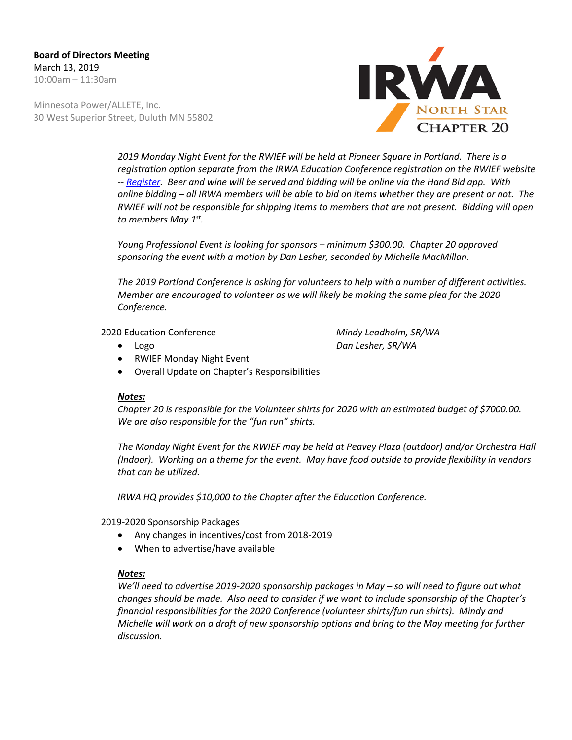**Board of Directors Meeting**
March 13, 2019
10:00am – 11:30am

Minnesota Power/ALLETE, Inc.
30 West Superior Street, Duluth MN 55802

*2019 Monday Night Event for the RWIEF will be held at Pioneer Square in Portland. There is a registration option separate from the IRWA Education Conference registration on the RWIEF website -- [Register](). Beer and wine will be served and bidding will be online via the Hand Bid app. With online bidding – all IRWA members will be able to bid on items whether they are present or not. The RWIEF will not be responsible for shipping items to members that are not present. Bidding will open to members May 1st.*

*Young Professional Event is looking for sponsors – minimum $300.00. Chapter 20 approved sponsoring the event with a motion by Dan Lesher, seconded by Michelle MacMillan.*

*The 2019 Portland Conference is asking for volunteers to help with a number of different activities. Member are encouraged to volunteer as we will likely be making the same plea for the 2020 Conference.*

2020 Education Conference — *Mindy Leadholm, SR/WA; Dan Lesher, SR/WA*

- Logo
- RWIEF Monday Night Event
- Overall Update on Chapter's Responsibilities

***Notes:***
*Chapter 20 is responsible for the Volunteer shirts for 2020 with an estimated budget of $7000.00. We are also responsible for the "fun run" shirts.*

*The Monday Night Event for the RWIEF may be held at Peavey Plaza (outdoor) and/or Orchestra Hall (Indoor). Working on a theme for the event. May have food outside to provide flexibility in vendors that can be utilized.*

*IRWA HQ provides $10,000 to the Chapter after the Education Conference.*

2019-2020 Sponsorship Packages

- Any changes in incentives/cost from 2018-2019
- When to advertise/have available

***Notes:***
*We'll need to advertise 2019-2020 sponsorship packages in May – so will need to figure out what changes should be made. Also need to consider if we want to include sponsorship of the Chapter's financial responsibilities for the 2020 Conference (volunteer shirts/fun run shirts). Mindy and Michelle will work on a draft of new sponsorship options and bring to the May meeting for further discussion.*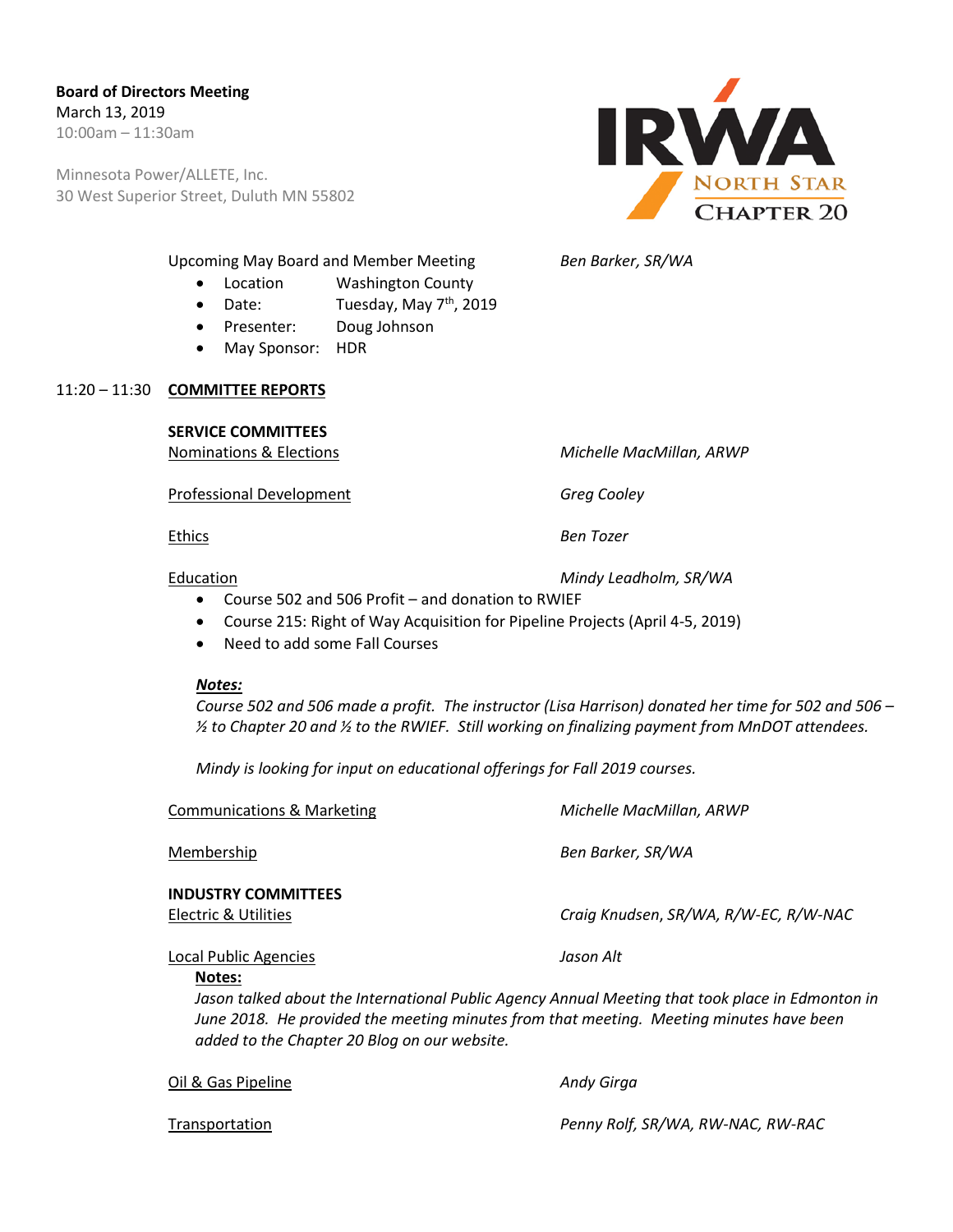**Board of Directors Meeting**
March 13, 2019
10:00am – 11:30am

Minnesota Power/ALLETE, Inc.
30 West Superior Street, Duluth MN 55802

Upcoming May Board and Member Meeting — *Ben Barker, SR/WA*

- Location: Washington County
- Date: Tuesday, May 7th, 2019
- Presenter: Doug Johnson
- May Sponsor: HDR

11:20 – 11:30 **COMMITTEE REPORTS**

**SERVICE COMMITTEES**

Nominations & Elections — *Michelle MacMillan, ARWP*

Professional Development — *Greg Cooley*

Ethics — *Ben Tozer*

Education — *Mindy Leadholm, SR/WA*

- Course 502 and 506 Profit – and donation to RWIEF
- Course 215: Right of Way Acquisition for Pipeline Projects (April 4-5, 2019)
- Need to add some Fall Courses

***Notes:***
*Course 502 and 506 made a profit. The instructor (Lisa Harrison) donated her time for 502 and 506 – ½ to Chapter 20 and ½ to the RWIEF. Still working on finalizing payment from MnDOT attendees.*

*Mindy is looking for input on educational offerings for Fall 2019 courses.*

Communications & Marketing — *Michelle MacMillan, ARWP*

Membership — *Ben Barker, SR/WA*

**INDUSTRY COMMITTEES**

Electric & Utilities — *Craig Knudsen, SR/WA, R/W-EC, R/W-NAC*

Local Public Agencies — *Jason Alt*

**Notes:**
*Jason talked about the International Public Agency Annual Meeting that took place in Edmonton in June 2018. He provided the meeting minutes from that meeting. Meeting minutes have been added to the Chapter 20 Blog on our website.*

Oil & Gas Pipeline — *Andy Girga*

Transportation — *Penny Rolf, SR/WA, RW-NAC, RW-RAC*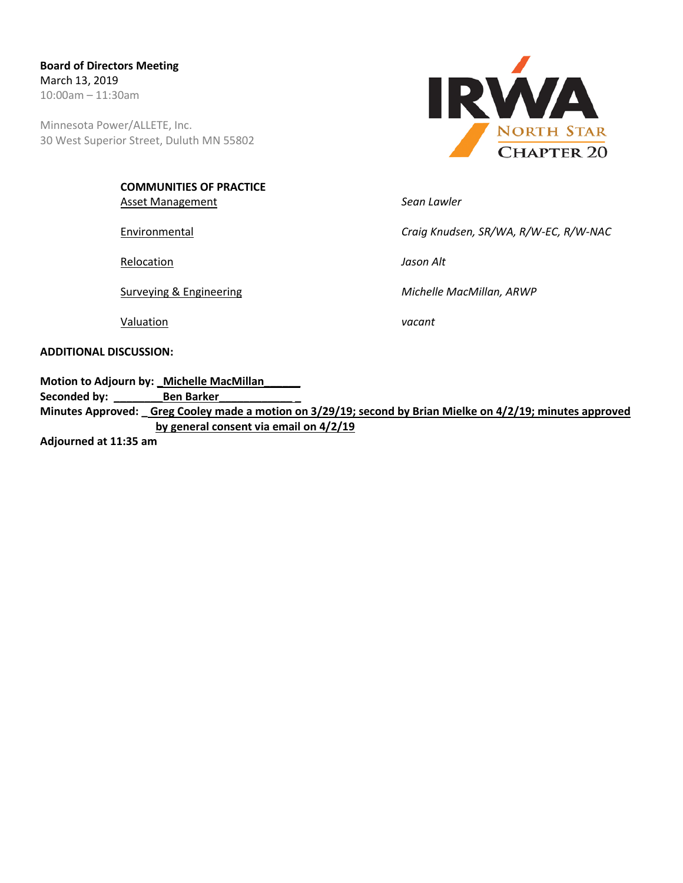**Board of Directors Meeting**
March 13, 2019
10:00am – 11:30am

Minnesota Power/ALLETE, Inc.
30 West Superior Street, Duluth MN 55802

IRWA NORTH STAR CHAPTER 20

**COMMUNITIES OF PRACTICE**

| | |
|---|---|
| Asset Management | *Sean Lawler* |
| Environmental | *Craig Knudsen, SR/WA, R/W-EC, R/W-NAC* |
| Relocation | *Jason Alt* |
| Surveying & Engineering | *Michelle MacMillan, ARWP* |
| Valuation | *vacant* |

**ADDITIONAL DISCUSSION:**

**Motion to Adjourn by: Michelle MacMillan**
**Seconded by: Ben Barker**
**Minutes Approved: Greg Cooley made a motion on 3/29/19; second by Brian Mielke on 4/2/19; minutes approved by general consent via email on 4/2/19**
**Adjourned at 11:35 am**